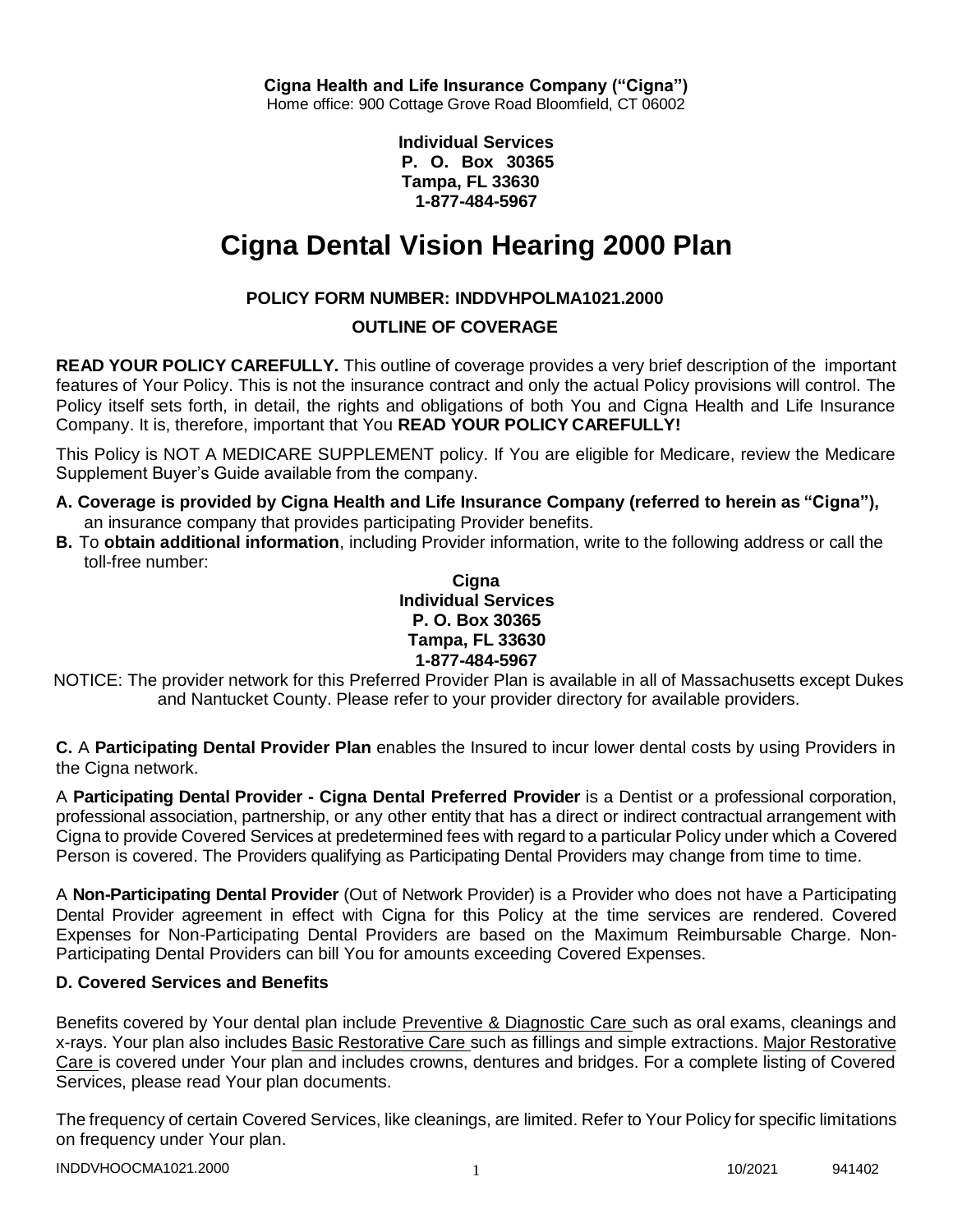**Cigna Health and Life Insurance Company ("Cigna")**
Home office: 900 Cottage Grove Road Bloomfield, CT 06002

**Individual Services**
**P. O. Box 30365**
**Tampa, FL 33630**
**1-877-484-5967**

# Cigna Dental Vision Hearing 2000 Plan

## POLICY FORM NUMBER: INDDVHPOLMA1021.2000

## OUTLINE OF COVERAGE

**READ YOUR POLICY CAREFULLY.** This outline of coverage provides a very brief description of the important features of Your Policy. This is not the insurance contract and only the actual Policy provisions will control. The Policy itself sets forth, in detail, the rights and obligations of both You and Cigna Health and Life Insurance Company. It is, therefore, important that You **READ YOUR POLICY CAREFULLY!**

This Policy is NOT A MEDICARE SUPPLEMENT policy. If You are eligible for Medicare, review the Medicare Supplement Buyer's Guide available from the company.

**A. Coverage is provided by Cigna Health and Life Insurance Company (referred to herein as "Cigna"),** an insurance company that provides participating Provider benefits.

**B.** To **obtain additional information**, including Provider information, write to the following address or call the toll-free number:

**Cigna**
**Individual Services**
**P. O. Box 30365**
**Tampa, FL 33630**
**1-877-484-5967**

NOTICE: The provider network for this Preferred Provider Plan is available in all of Massachusetts except Dukes and Nantucket County. Please refer to your provider directory for available providers.

**C.** A **Participating Dental Provider Plan** enables the Insured to incur lower dental costs by using Providers in the Cigna network.

A **Participating Dental Provider - Cigna Dental Preferred Provider** is a Dentist or a professional corporation, professional association, partnership, or any other entity that has a direct or indirect contractual arrangement with Cigna to provide Covered Services at predetermined fees with regard to a particular Policy under which a Covered Person is covered. The Providers qualifying as Participating Dental Providers may change from time to time.

A **Non-Participating Dental Provider** (Out of Network Provider) is a Provider who does not have a Participating Dental Provider agreement in effect with Cigna for this Policy at the time services are rendered. Covered Expenses for Non-Participating Dental Providers are based on the Maximum Reimbursable Charge. Non-Participating Dental Providers can bill You for amounts exceeding Covered Expenses.

### D. Covered Services and Benefits

Benefits covered by Your dental plan include Preventive & Diagnostic Care such as oral exams, cleanings and x-rays. Your plan also includes Basic Restorative Care such as fillings and simple extractions. Major Restorative Care is covered under Your plan and includes crowns, dentures and bridges. For a complete listing of Covered Services, please read Your plan documents.

The frequency of certain Covered Services, like cleanings, are limited. Refer to Your Policy for specific limitations on frequency under Your plan.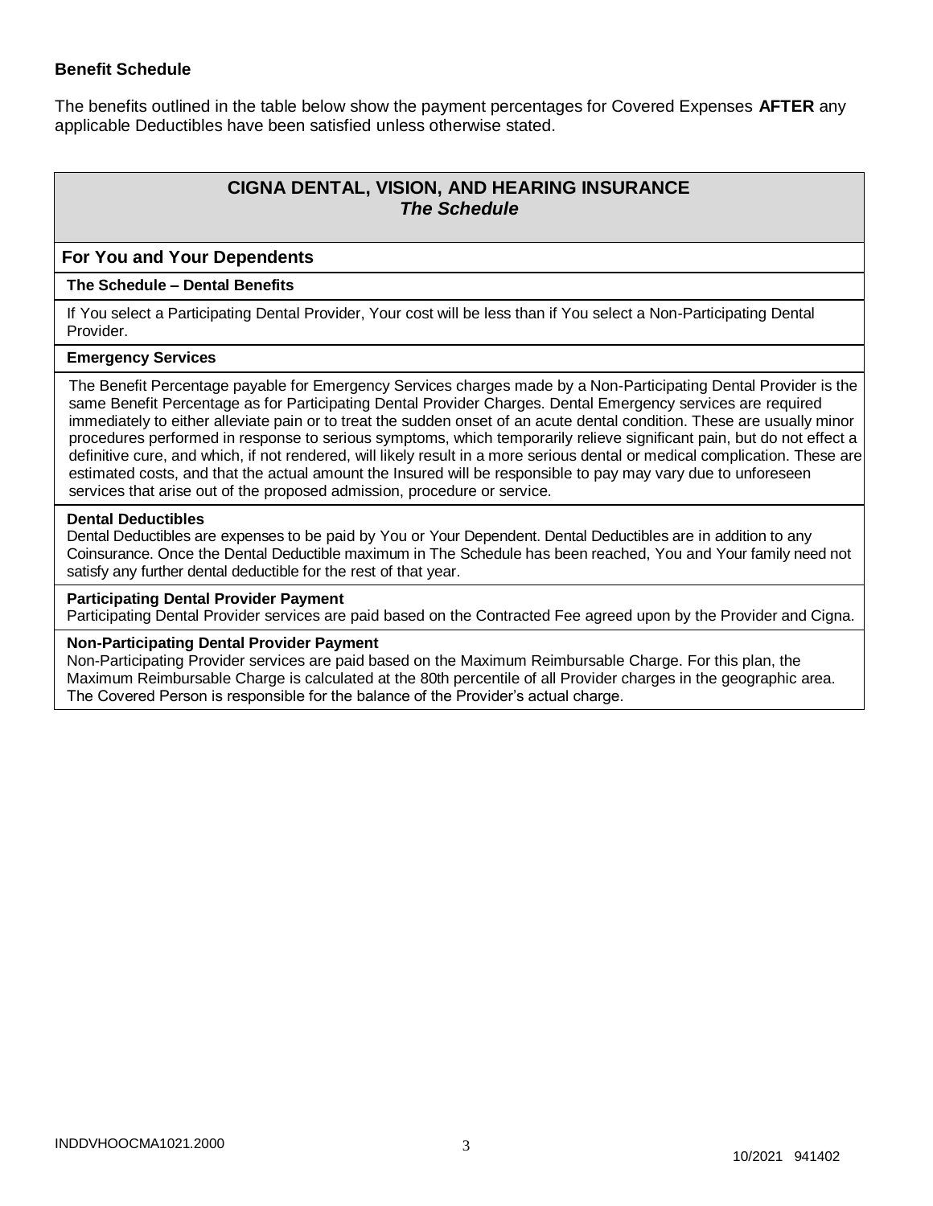### Benefit Schedule

The benefits outlined in the table below show the payment percentages for Covered Expenses **AFTER** any applicable Deductibles have been satisfied unless otherwise stated.

## CIGNA DENTAL, VISION, AND HEARING INSURANCE
***The Schedule***

### For You and Your Dependents

**The Schedule – Dental Benefits**

If You select a Participating Dental Provider, Your cost will be less than if You select a Non-Participating Dental Provider.

**Emergency Services**

The Benefit Percentage payable for Emergency Services charges made by a Non-Participating Dental Provider is the same Benefit Percentage as for Participating Dental Provider Charges. Dental Emergency services are required immediately to either alleviate pain or to treat the sudden onset of an acute dental condition. These are usually minor procedures performed in response to serious symptoms, which temporarily relieve significant pain, but do not effect a definitive cure, and which, if not rendered, will likely result in a more serious dental or medical complication. These are estimated costs, and that the actual amount the Insured will be responsible to pay may vary due to unforeseen services that arise out of the proposed admission, procedure or service.

**Dental Deductibles**

Dental Deductibles are expenses to be paid by You or Your Dependent. Dental Deductibles are in addition to any Coinsurance. Once the Dental Deductible maximum in The Schedule has been reached, You and Your family need not satisfy any further dental deductible for the rest of that year.

**Participating Dental Provider Payment**

Participating Dental Provider services are paid based on the Contracted Fee agreed upon by the Provider and Cigna.

**Non-Participating Dental Provider Payment**

Non-Participating Provider services are paid based on the Maximum Reimbursable Charge. For this plan, the Maximum Reimbursable Charge is calculated at the 80th percentile of all Provider charges in the geographic area. The Covered Person is responsible for the balance of the Provider's actual charge.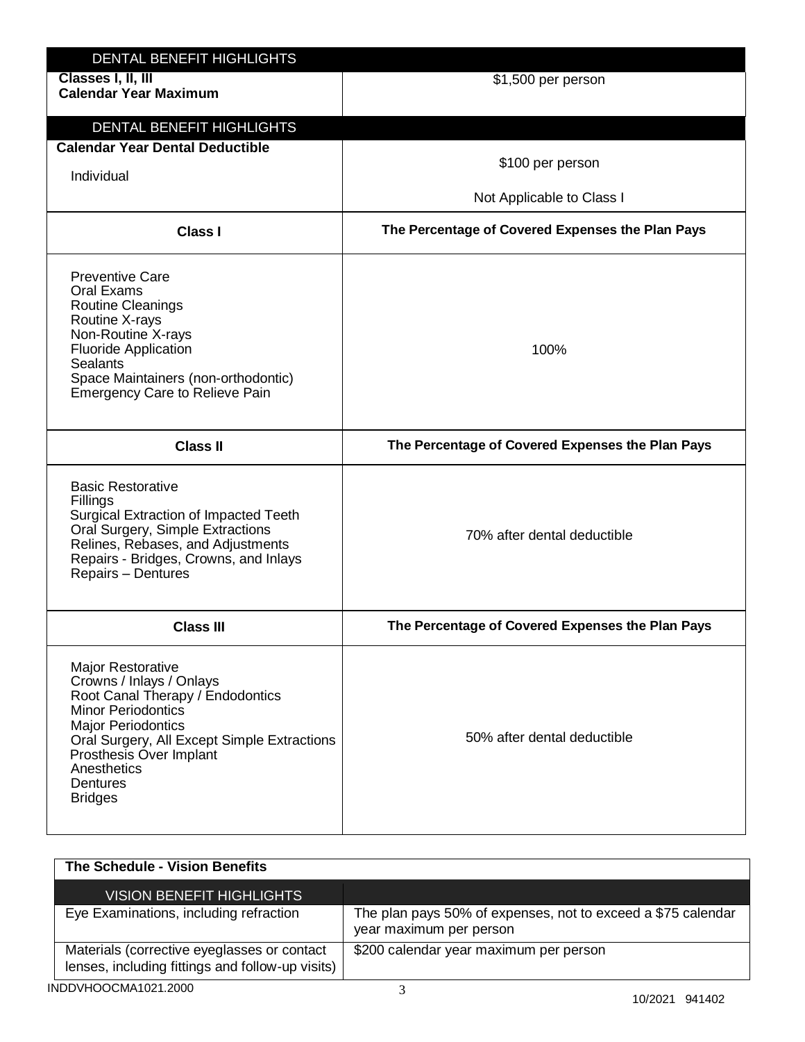| DENTAL BENEFIT HIGHLIGHTS | |
|---|---|
| **Classes I, II, III Calendar Year Maximum** | $1,500 per person |

| DENTAL BENEFIT HIGHLIGHTS | |
|---|---|
| **Calendar Year Dental Deductible**<br>Individual | $100 per person<br><br>Not Applicable to Class I |
| **Class I** | **The Percentage of Covered Expenses the Plan Pays** |
| Preventive Care<br>Oral Exams<br>Routine Cleanings<br>Routine X-rays<br>Non-Routine X-rays<br>Fluoride Application<br>Sealants<br>Space Maintainers (non-orthodontic)<br>Emergency Care to Relieve Pain | 100% |
| **Class II** | **The Percentage of Covered Expenses the Plan Pays** |
| Basic Restorative<br>Fillings<br>Surgical Extraction of Impacted Teeth<br>Oral Surgery, Simple Extractions<br>Relines, Rebases, and Adjustments<br>Repairs - Bridges, Crowns, and Inlays<br>Repairs – Dentures | 70% after dental deductible |
| **Class III** | **The Percentage of Covered Expenses the Plan Pays** |
| Major Restorative<br>Crowns / Inlays / Onlays<br>Root Canal Therapy / Endodontics<br>Minor Periodontics<br>Major Periodontics<br>Oral Surgery, All Except Simple Extractions<br>Prosthesis Over Implant<br>Anesthetics<br>Dentures<br>Bridges | 50% after dental deductible |

**The Schedule - Vision Benefits**

| VISION BENEFIT HIGHLIGHTS | |
|---|---|
| Eye Examinations, including refraction | The plan pays 50% of expenses, not to exceed a $75 calendar year maximum per person |
| Materials (corrective eyeglasses or contact lenses, including fittings and follow-up visits) | $200 calendar year maximum per person |

INDDVHOOCMA1021.2000

10/2021 941402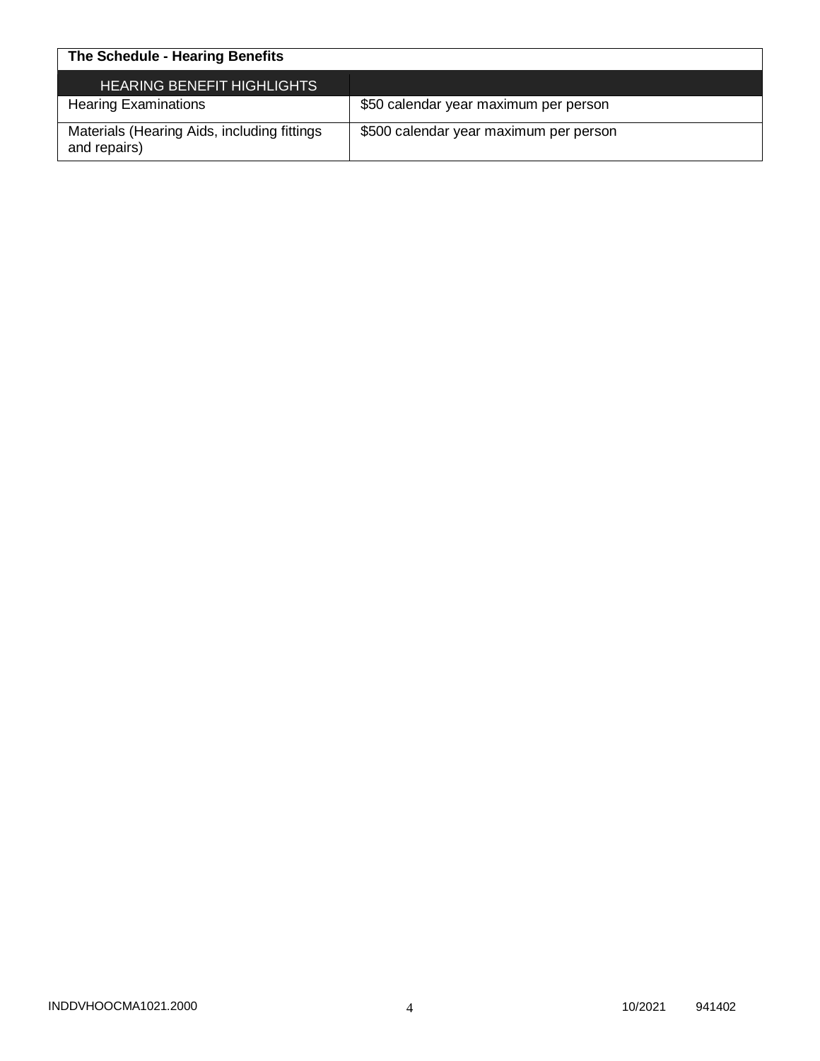| The Schedule - Hearing Benefits | |
|---|---|
| HEARING BENEFIT HIGHLIGHTS | |
| Hearing Examinations | $50 calendar year maximum per person |
| Materials (Hearing Aids, including fittings and repairs) | $500 calendar year maximum per person |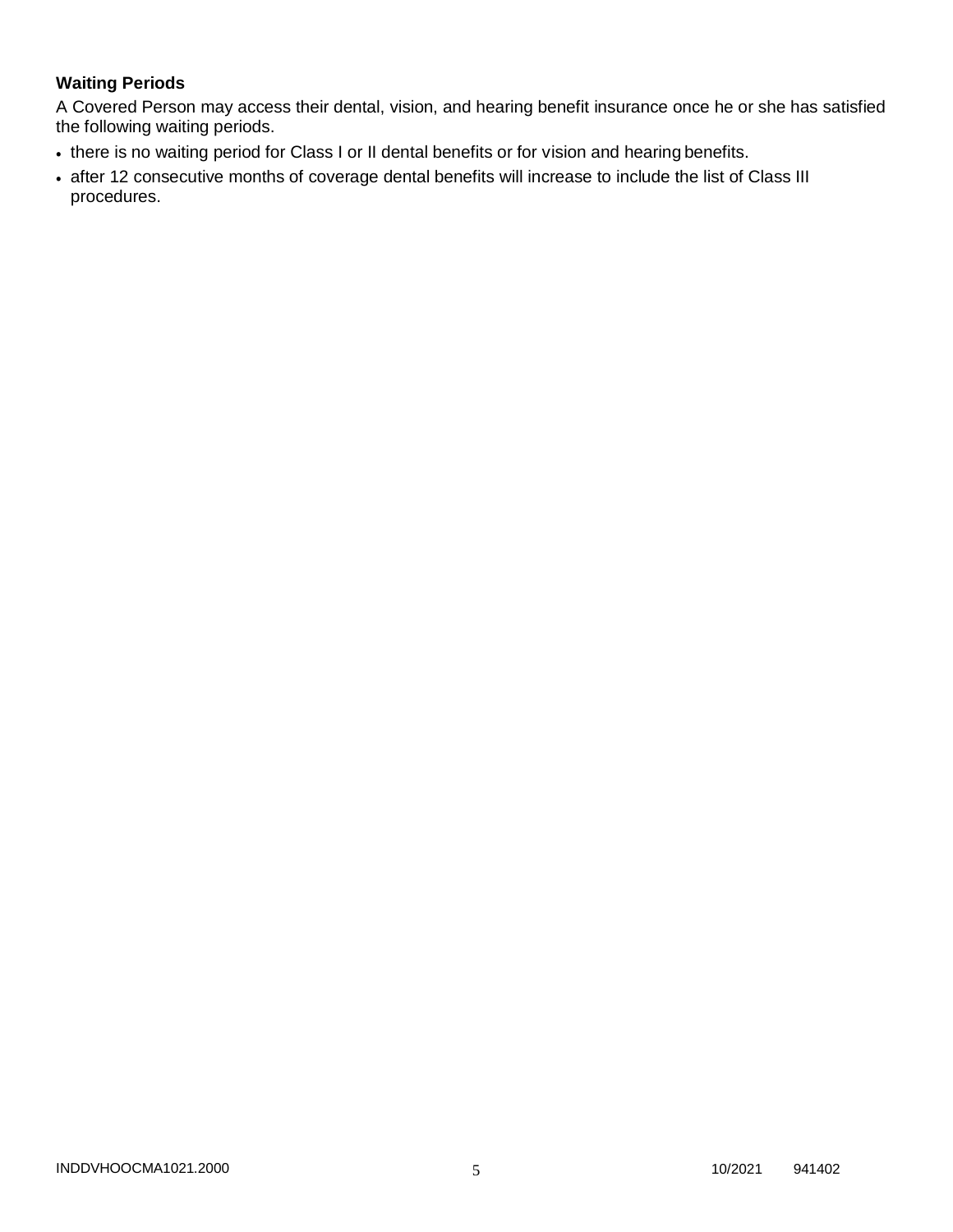**Waiting Periods**

A Covered Person may access their dental, vision, and hearing benefit insurance once he or she has satisfied the following waiting periods.

- there is no waiting period for Class I or II dental benefits or for vision and hearing benefits.
- after 12 consecutive months of coverage dental benefits will increase to include the list of Class III procedures.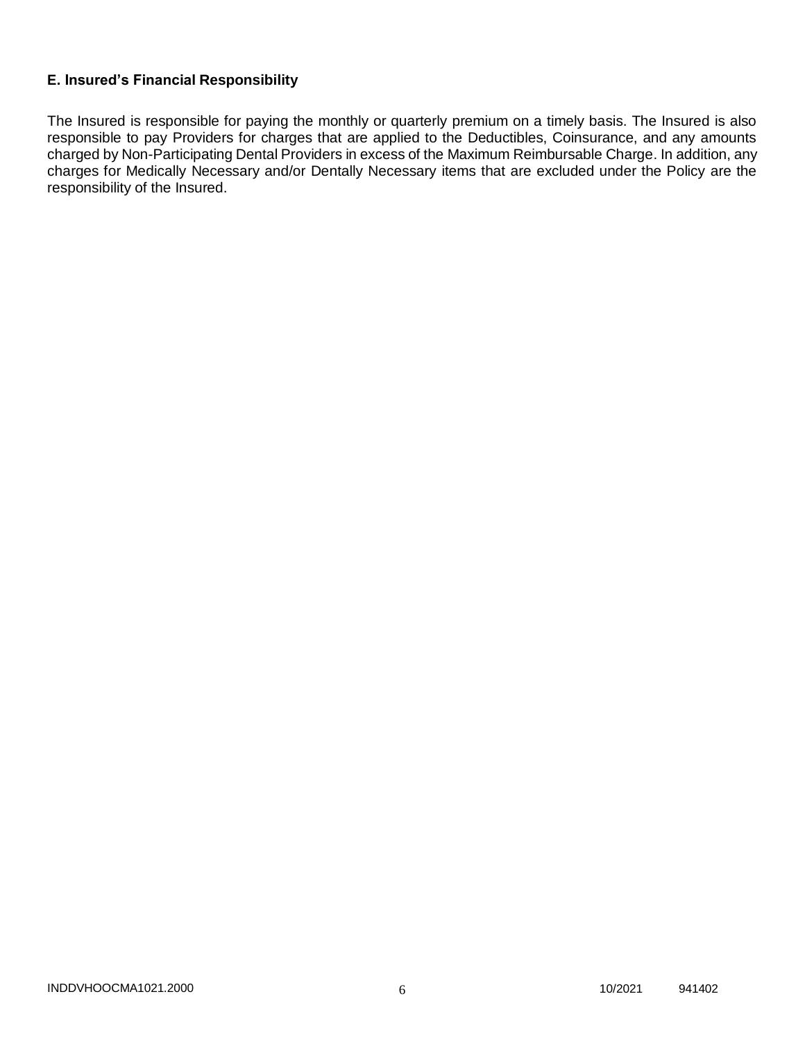**E. Insured's Financial Responsibility**

The Insured is responsible for paying the monthly or quarterly premium on a timely basis. The Insured is also responsible to pay Providers for charges that are applied to the Deductibles, Coinsurance, and any amounts charged by Non-Participating Dental Providers in excess of the Maximum Reimbursable Charge. In addition, any charges for Medically Necessary and/or Dentally Necessary items that are excluded under the Policy are the responsibility of the Insured.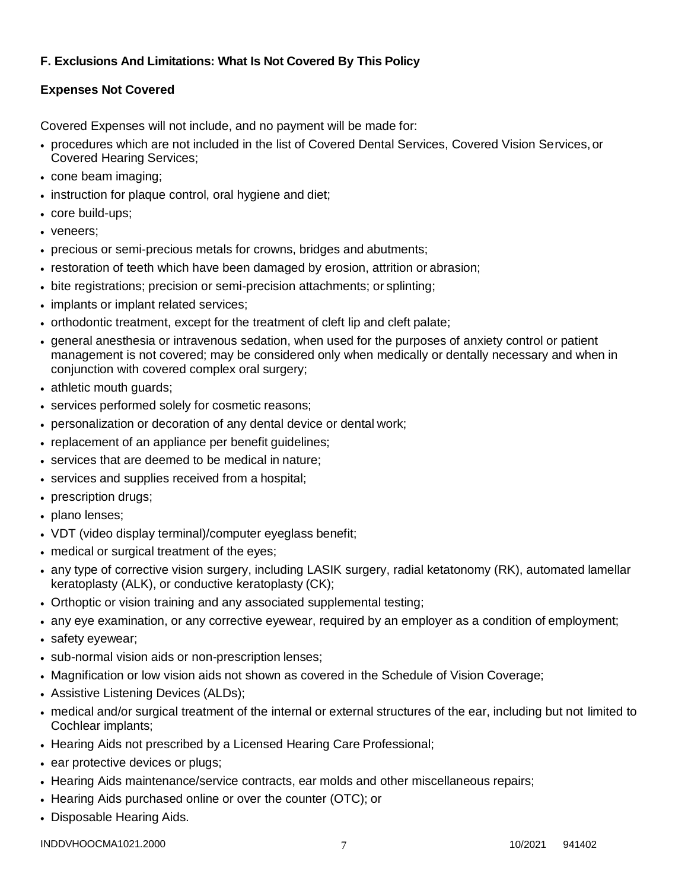### F. Exclusions And Limitations: What Is Not Covered By This Policy

**Expenses Not Covered**

Covered Expenses will not include, and no payment will be made for:

- procedures which are not included in the list of Covered Dental Services, Covered Vision Services, or Covered Hearing Services;
- cone beam imaging;
- instruction for plaque control, oral hygiene and diet;
- core build-ups;
- veneers;
- precious or semi-precious metals for crowns, bridges and abutments;
- restoration of teeth which have been damaged by erosion, attrition or abrasion;
- bite registrations; precision or semi-precision attachments; or splinting;
- implants or implant related services;
- orthodontic treatment, except for the treatment of cleft lip and cleft palate;
- general anesthesia or intravenous sedation, when used for the purposes of anxiety control or patient management is not covered; may be considered only when medically or dentally necessary and when in conjunction with covered complex oral surgery;
- athletic mouth guards;
- services performed solely for cosmetic reasons;
- personalization or decoration of any dental device or dental work;
- replacement of an appliance per benefit guidelines;
- services that are deemed to be medical in nature;
- services and supplies received from a hospital;
- prescription drugs;
- plano lenses;
- VDT (video display terminal)/computer eyeglass benefit;
- medical or surgical treatment of the eyes;
- any type of corrective vision surgery, including LASIK surgery, radial ketatonomy (RK), automated lamellar keratoplasty (ALK), or conductive keratoplasty (CK);
- Orthoptic or vision training and any associated supplemental testing;
- any eye examination, or any corrective eyewear, required by an employer as a condition of employment;
- safety eyewear;
- sub-normal vision aids or non-prescription lenses;
- Magnification or low vision aids not shown as covered in the Schedule of Vision Coverage;
- Assistive Listening Devices (ALDs);
- medical and/or surgical treatment of the internal or external structures of the ear, including but not limited to Cochlear implants;
- Hearing Aids not prescribed by a Licensed Hearing Care Professional;
- ear protective devices or plugs;
- Hearing Aids maintenance/service contracts, ear molds and other miscellaneous repairs;
- Hearing Aids purchased online or over the counter (OTC); or
- Disposable Hearing Aids.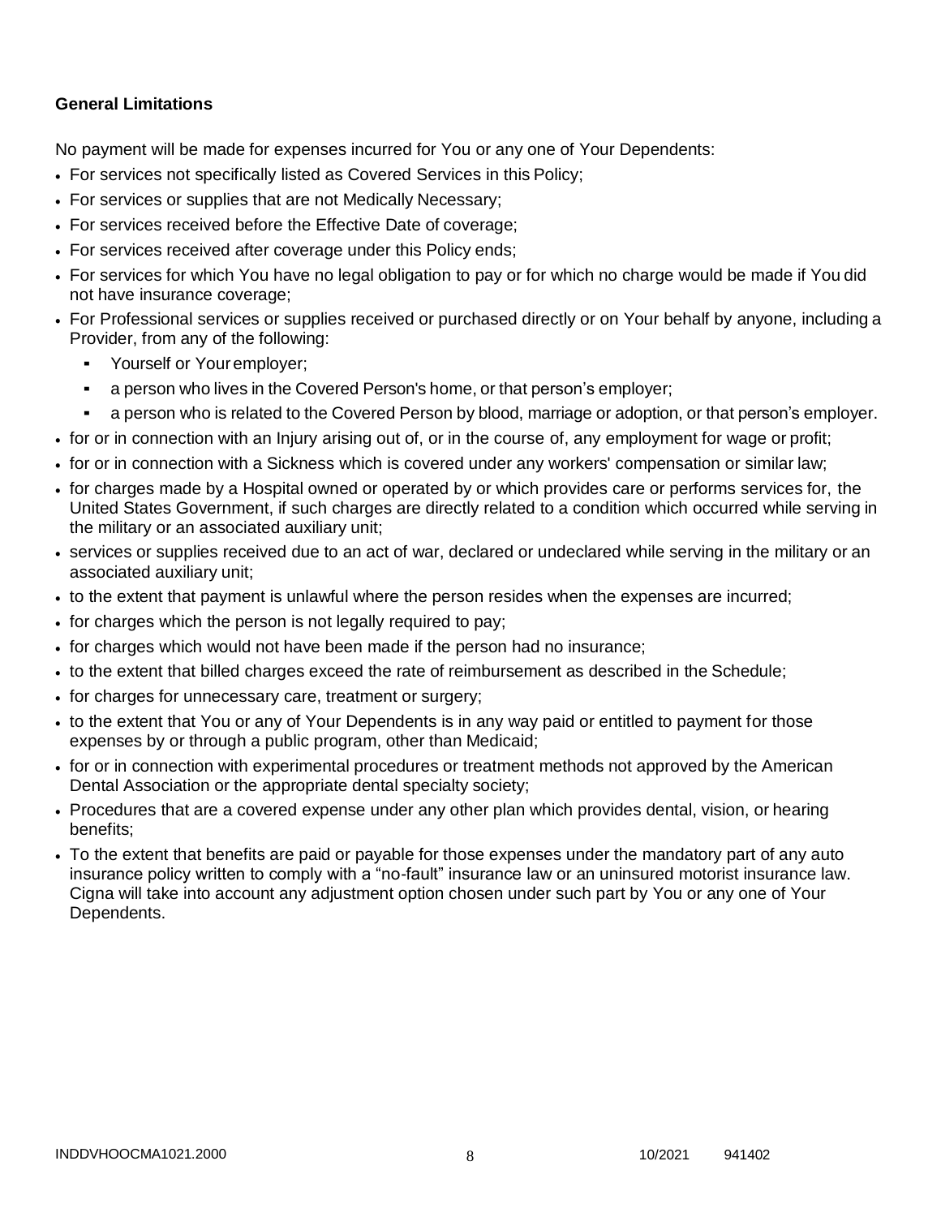**General Limitations**

No payment will be made for expenses incurred for You or any one of Your Dependents:

- For services not specifically listed as Covered Services in this Policy;
- For services or supplies that are not Medically Necessary;
- For services received before the Effective Date of coverage;
- For services received after coverage under this Policy ends;
- For services for which You have no legal obligation to pay or for which no charge would be made if You did not have insurance coverage;
- For Professional services or supplies received or purchased directly or on Your behalf by anyone, including a Provider, from any of the following:
  - Yourself or Your employer;
  - a person who lives in the Covered Person's home, or that person's employer;
  - a person who is related to the Covered Person by blood, marriage or adoption, or that person's employer.
- for or in connection with an Injury arising out of, or in the course of, any employment for wage or profit;
- for or in connection with a Sickness which is covered under any workers' compensation or similar law;
- for charges made by a Hospital owned or operated by or which provides care or performs services for, the United States Government, if such charges are directly related to a condition which occurred while serving in the military or an associated auxiliary unit;
- services or supplies received due to an act of war, declared or undeclared while serving in the military or an associated auxiliary unit;
- to the extent that payment is unlawful where the person resides when the expenses are incurred;
- for charges which the person is not legally required to pay;
- for charges which would not have been made if the person had no insurance;
- to the extent that billed charges exceed the rate of reimbursement as described in the Schedule;
- for charges for unnecessary care, treatment or surgery;
- to the extent that You or any of Your Dependents is in any way paid or entitled to payment for those expenses by or through a public program, other than Medicaid;
- for or in connection with experimental procedures or treatment methods not approved by the American Dental Association or the appropriate dental specialty society;
- Procedures that are a covered expense under any other plan which provides dental, vision, or hearing benefits;
- To the extent that benefits are paid or payable for those expenses under the mandatory part of any auto insurance policy written to comply with a "no-fault" insurance law or an uninsured motorist insurance law. Cigna will take into account any adjustment option chosen under such part by You or any one of Your Dependents.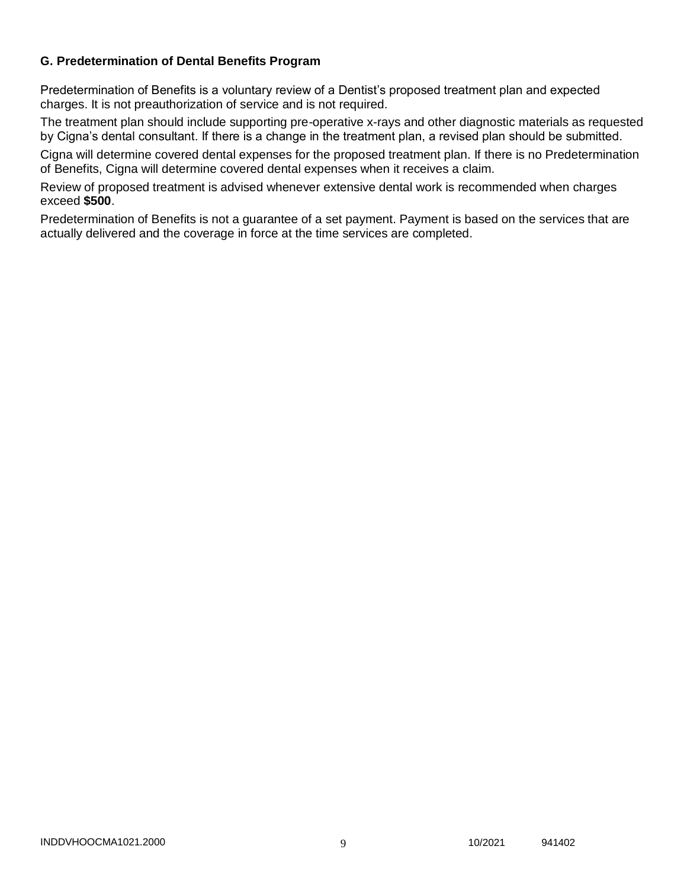### G. Predetermination of Dental Benefits Program

Predetermination of Benefits is a voluntary review of a Dentist's proposed treatment plan and expected charges. It is not preauthorization of service and is not required.

The treatment plan should include supporting pre-operative x-rays and other diagnostic materials as requested by Cigna's dental consultant. If there is a change in the treatment plan, a revised plan should be submitted.

Cigna will determine covered dental expenses for the proposed treatment plan. If there is no Predetermination of Benefits, Cigna will determine covered dental expenses when it receives a claim.

Review of proposed treatment is advised whenever extensive dental work is recommended when charges exceed **$500**.

Predetermination of Benefits is not a guarantee of a set payment. Payment is based on the services that are actually delivered and the coverage in force at the time services are completed.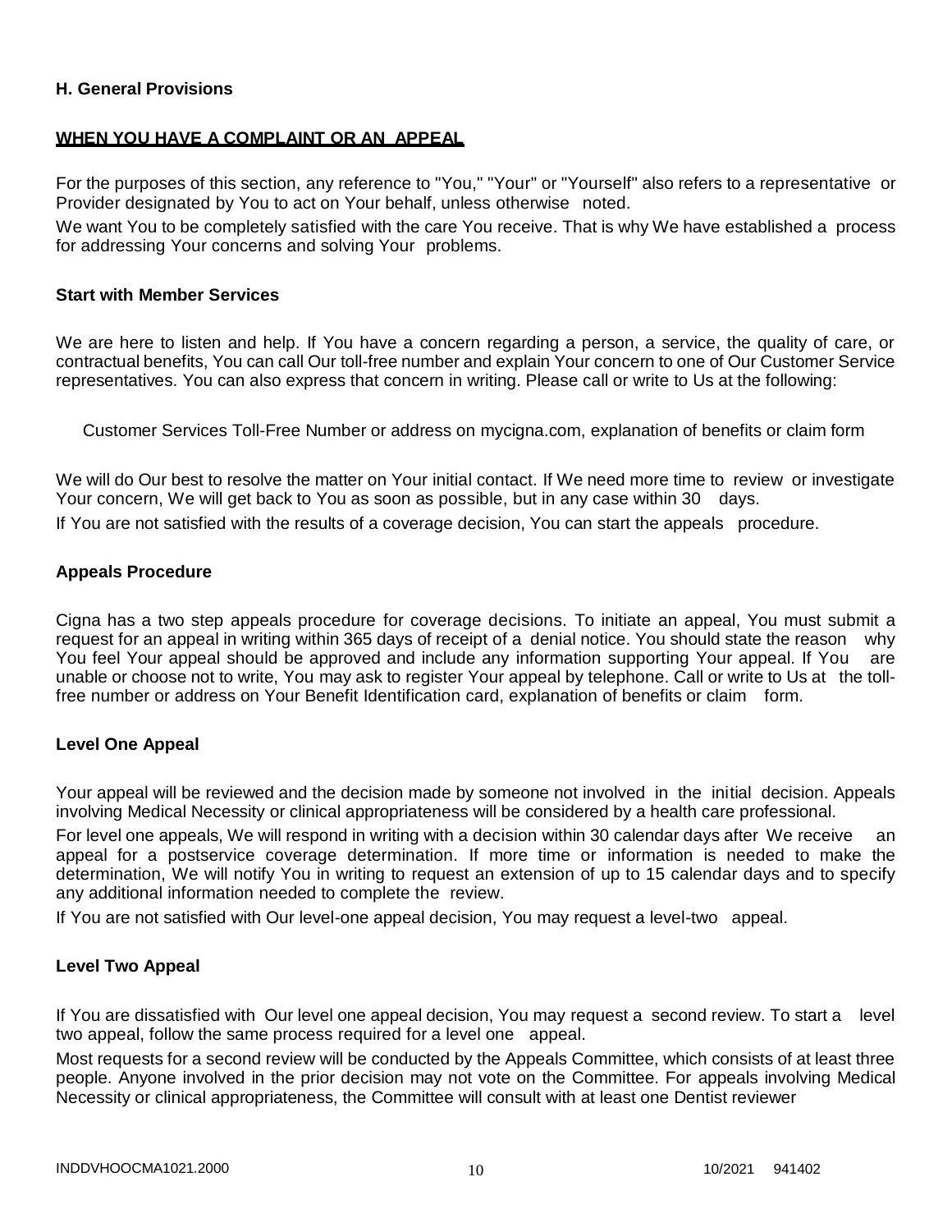**H. General Provisions**

**WHEN YOU HAVE A COMPLAINT OR AN APPEAL**

For the purposes of this section, any reference to "You," "Your" or "Yourself" also refers to a representative or Provider designated by You to act on Your behalf, unless otherwise noted.

We want You to be completely satisfied with the care You receive. That is why We have established a process for addressing Your concerns and solving Your problems.

**Start with Member Services**

We are here to listen and help. If You have a concern regarding a person, a service, the quality of care, or contractual benefits, You can call Our toll-free number and explain Your concern to one of Our Customer Service representatives. You can also express that concern in writing. Please call or write to Us at the following:

Customer Services Toll-Free Number or address on mycigna.com, explanation of benefits or claim form

We will do Our best to resolve the matter on Your initial contact. If We need more time to review or investigate Your concern, We will get back to You as soon as possible, but in any case within 30 days.

If You are not satisfied with the results of a coverage decision, You can start the appeals procedure.

**Appeals Procedure**

Cigna has a two step appeals procedure for coverage decisions. To initiate an appeal, You must submit a request for an appeal in writing within 365 days of receipt of a denial notice. You should state the reason why You feel Your appeal should be approved and include any information supporting Your appeal. If You are unable or choose not to write, You may ask to register Your appeal by telephone. Call or write to Us at the toll-free number or address on Your Benefit Identification card, explanation of benefits or claim form.

**Level One Appeal**

Your appeal will be reviewed and the decision made by someone not involved in the initial decision. Appeals involving Medical Necessity or clinical appropriateness will be considered by a health care professional.

For level one appeals, We will respond in writing with a decision within 30 calendar days after We receive an appeal for a postservice coverage determination. If more time or information is needed to make the determination, We will notify You in writing to request an extension of up to 15 calendar days and to specify any additional information needed to complete the review.

If You are not satisfied with Our level-one appeal decision, You may request a level-two appeal.

**Level Two Appeal**

If You are dissatisfied with Our level one appeal decision, You may request a second review. To start a level two appeal, follow the same process required for a level one appeal.

Most requests for a second review will be conducted by the Appeals Committee, which consists of at least three people. Anyone involved in the prior decision may not vote on the Committee. For appeals involving Medical Necessity or clinical appropriateness, the Committee will consult with at least one Dentist reviewer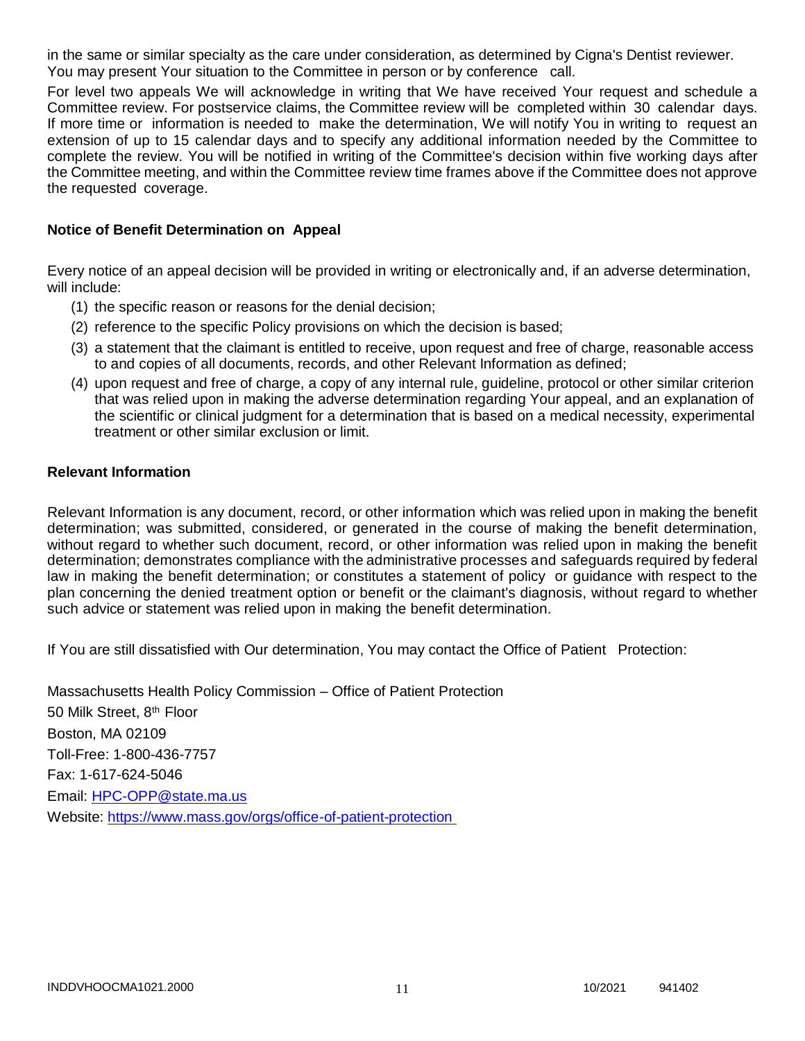in the same or similar specialty as the care under consideration, as determined by Cigna's Dentist reviewer. You may present Your situation to the Committee in person or by conference call.

For level two appeals We will acknowledge in writing that We have received Your request and schedule a Committee review. For postservice claims, the Committee review will be completed within 30 calendar days. If more time or information is needed to make the determination, We will notify You in writing to request an extension of up to 15 calendar days and to specify any additional information needed by the Committee to complete the review. You will be notified in writing of the Committee's decision within five working days after the Committee meeting, and within the Committee review time frames above if the Committee does not approve the requested coverage.

**Notice of Benefit Determination on Appeal**

Every notice of an appeal decision will be provided in writing or electronically and, if an adverse determination, will include:

(1) the specific reason or reasons for the denial decision;
(2) reference to the specific Policy provisions on which the decision is based;
(3) a statement that the claimant is entitled to receive, upon request and free of charge, reasonable access to and copies of all documents, records, and other Relevant Information as defined;
(4) upon request and free of charge, a copy of any internal rule, guideline, protocol or other similar criterion that was relied upon in making the adverse determination regarding Your appeal, and an explanation of the scientific or clinical judgment for a determination that is based on a medical necessity, experimental treatment or other similar exclusion or limit.

**Relevant Information**

Relevant Information is any document, record, or other information which was relied upon in making the benefit determination; was submitted, considered, or generated in the course of making the benefit determination, without regard to whether such document, record, or other information was relied upon in making the benefit determination; demonstrates compliance with the administrative processes and safeguards required by federal law in making the benefit determination; or constitutes a statement of policy or guidance with respect to the plan concerning the denied treatment option or benefit or the claimant's diagnosis, without regard to whether such advice or statement was relied upon in making the benefit determination.

If You are still dissatisfied with Our determination, You may contact the Office of Patient Protection:

Massachusetts Health Policy Commission – Office of Patient Protection
50 Milk Street, 8th Floor
Boston, MA 02109
Toll-Free: 1-800-436-7757
Fax: 1-617-624-5046
Email: HPC-OPP@state.ma.us
Website: https://www.mass.gov/orgs/office-of-patient-protection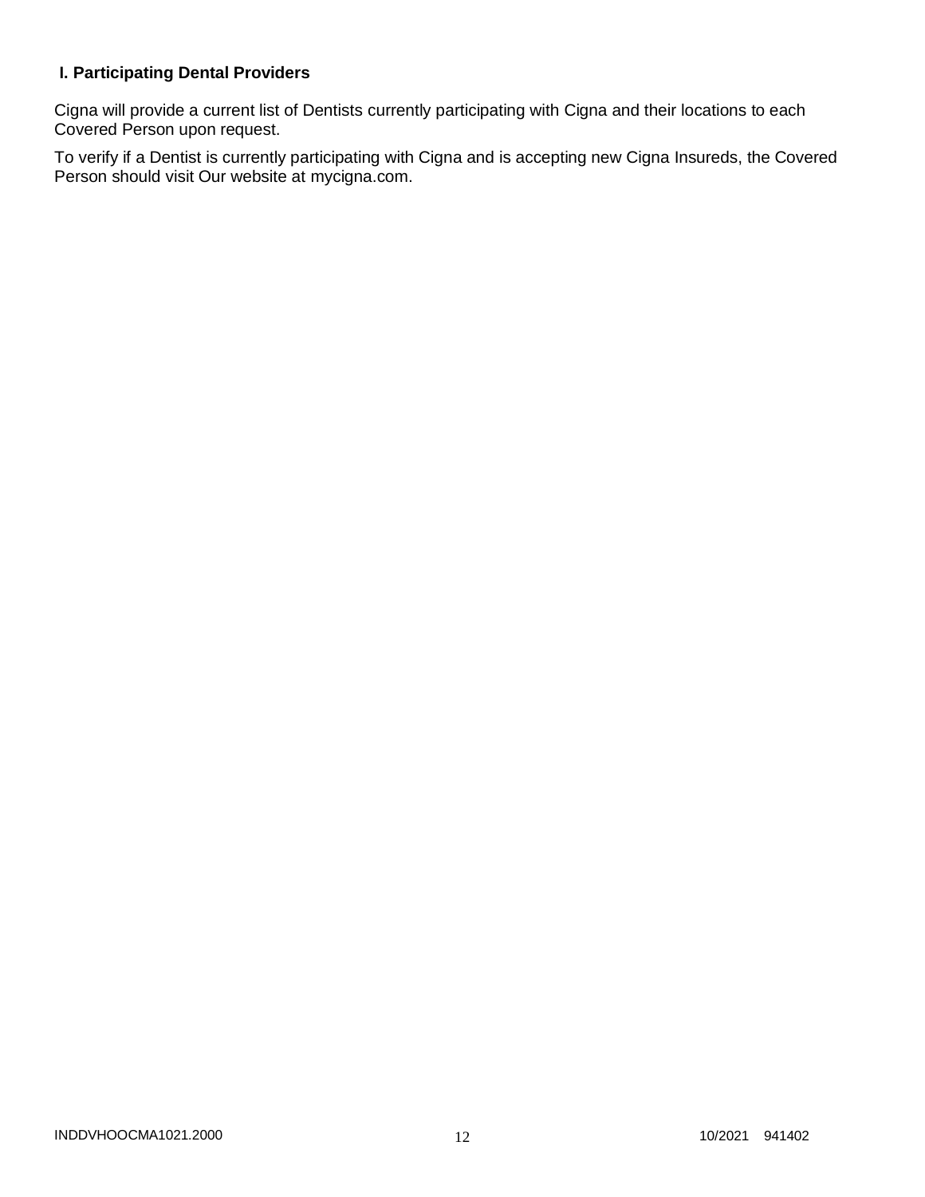## I. Participating Dental Providers

Cigna will provide a current list of Dentists currently participating with Cigna and their locations to each Covered Person upon request.

To verify if a Dentist is currently participating with Cigna and is accepting new Cigna Insureds, the Covered Person should visit Our website at mycigna.com.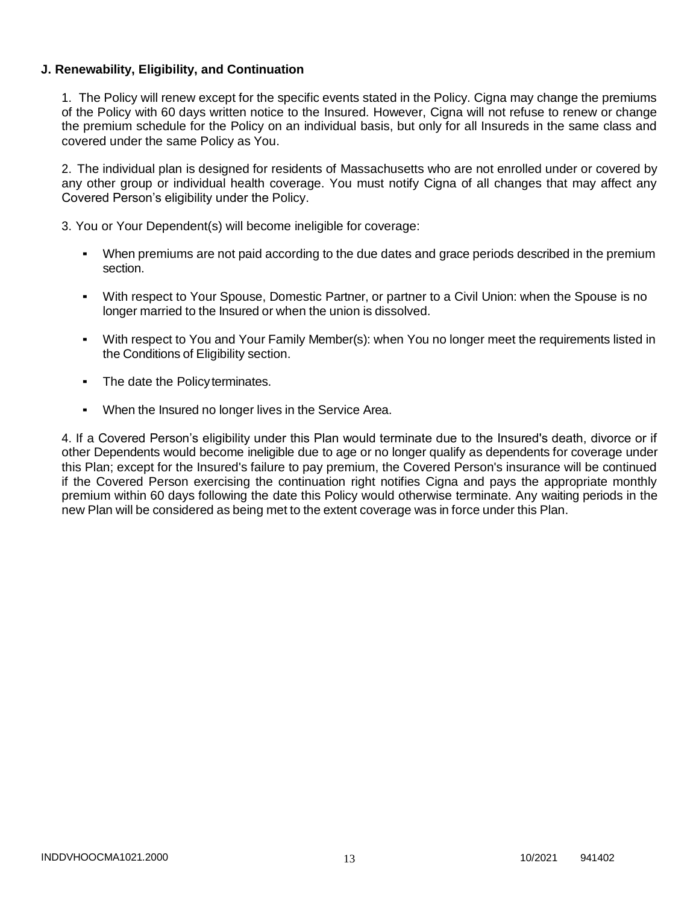**J. Renewability, Eligibility, and Continuation**

1. The Policy will renew except for the specific events stated in the Policy. Cigna may change the premiums of the Policy with 60 days written notice to the Insured. However, Cigna will not refuse to renew or change the premium schedule for the Policy on an individual basis, but only for all Insureds in the same class and covered under the same Policy as You.

2. The individual plan is designed for residents of Massachusetts who are not enrolled under or covered by any other group or individual health coverage. You must notify Cigna of all changes that may affect any Covered Person's eligibility under the Policy.

3. You or Your Dependent(s) will become ineligible for coverage:

- When premiums are not paid according to the due dates and grace periods described in the premium section.
- With respect to Your Spouse, Domestic Partner, or partner to a Civil Union: when the Spouse is no longer married to the Insured or when the union is dissolved.
- With respect to You and Your Family Member(s): when You no longer meet the requirements listed in the Conditions of Eligibility section.
- The date the Policy terminates.
- When the Insured no longer lives in the Service Area.

4. If a Covered Person's eligibility under this Plan would terminate due to the Insured's death, divorce or if other Dependents would become ineligible due to age or no longer qualify as dependents for coverage under this Plan; except for the Insured's failure to pay premium, the Covered Person's insurance will be continued if the Covered Person exercising the continuation right notifies Cigna and pays the appropriate monthly premium within 60 days following the date this Policy would otherwise terminate. Any waiting periods in the new Plan will be considered as being met to the extent coverage was in force under this Plan.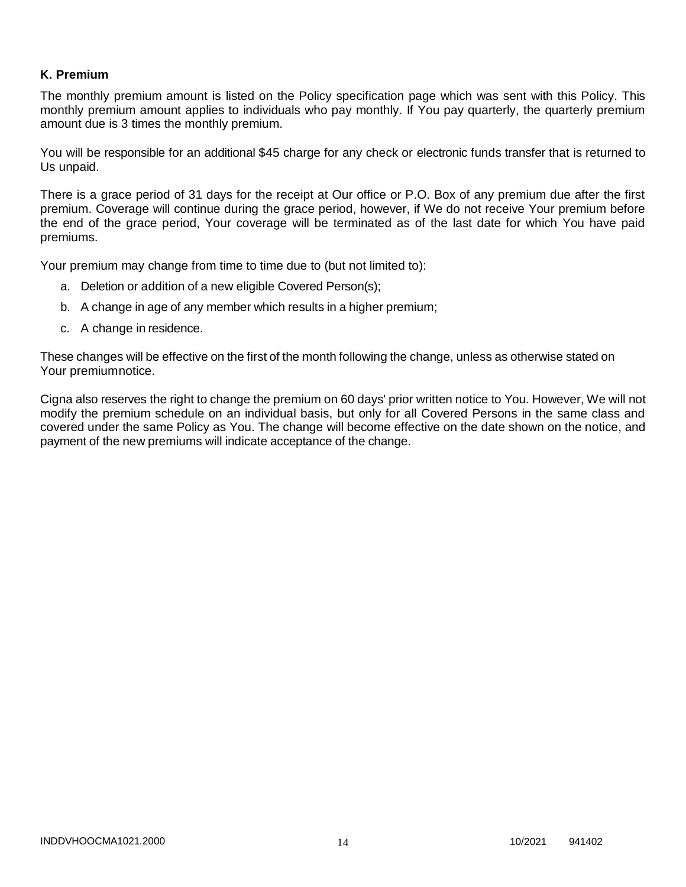### K. Premium

The monthly premium amount is listed on the Policy specification page which was sent with this Policy. This monthly premium amount applies to individuals who pay monthly. If You pay quarterly, the quarterly premium amount due is 3 times the monthly premium.

You will be responsible for an additional $45 charge for any check or electronic funds transfer that is returned to Us unpaid.

There is a grace period of 31 days for the receipt at Our office or P.O. Box of any premium due after the first premium. Coverage will continue during the grace period, however, if We do not receive Your premium before the end of the grace period, Your coverage will be terminated as of the last date for which You have paid premiums.

Your premium may change from time to time due to (but not limited to):

a. Deletion or addition of a new eligible Covered Person(s);
b. A change in age of any member which results in a higher premium;
c. A change in residence.

These changes will be effective on the first of the month following the change, unless as otherwise stated on Your premiumnotice.

Cigna also reserves the right to change the premium on 60 days' prior written notice to You. However, We will not modify the premium schedule on an individual basis, but only for all Covered Persons in the same class and covered under the same Policy as You. The change will become effective on the date shown on the notice, and payment of the new premiums will indicate acceptance of the change.